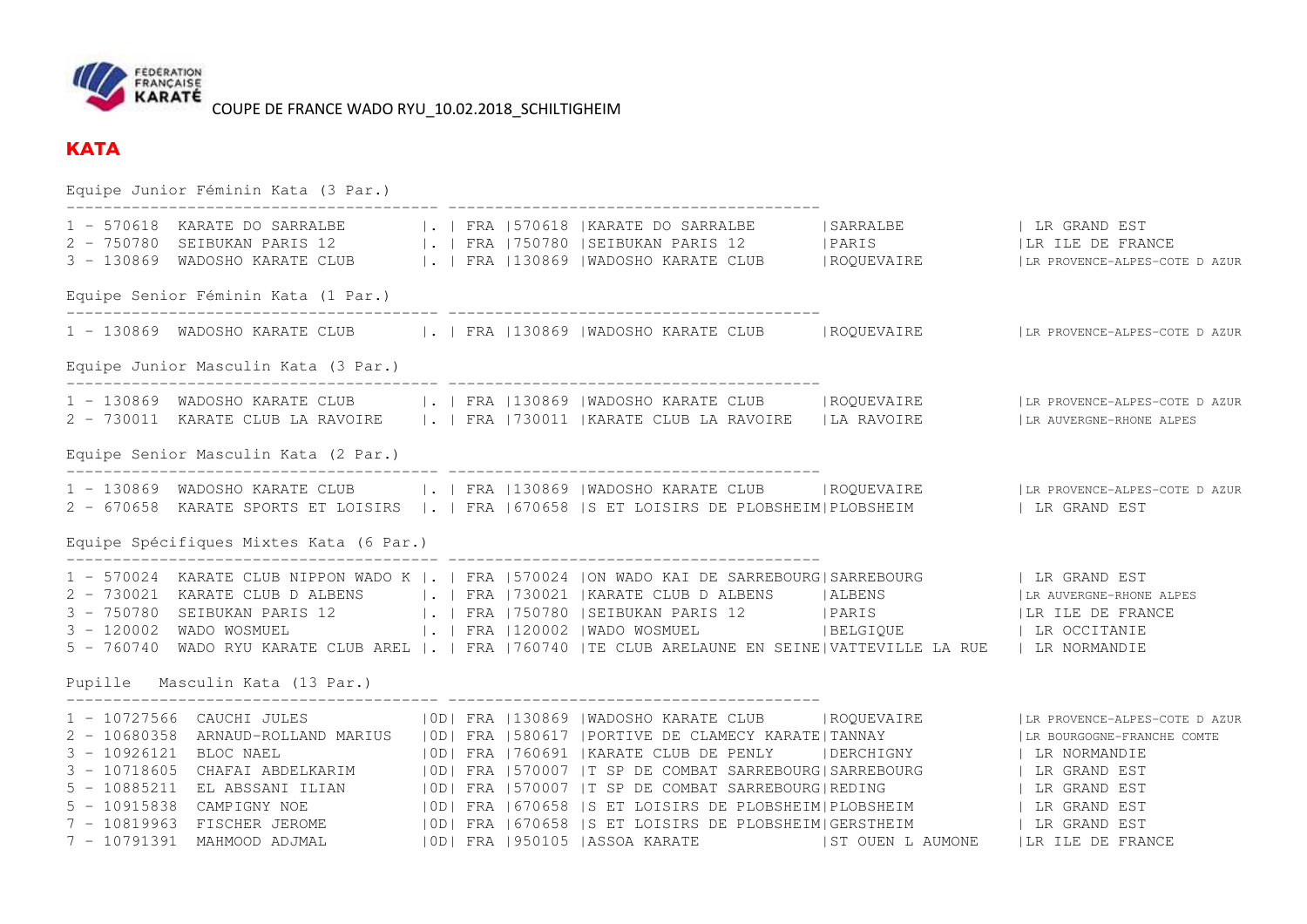FÉDÉRATION FRANÇAISE KARATÉ

COUPE DE FRANCE WADO RYU_10.02.2018_SCHILTIGHEIM

## KATA

Equipe Junior Féminin Kata (3 Par.)

```
----------------------------------------- ---------------------------------------
1 - 570618  KARATE DO SARRALBE        |. | FRA |570618 |KARATE DO SARRALBE        |SARRALBE          | LR GRAND EST
2 - 750780  SEIBUKAN PARIS 12         |. | FRA |750780 |SEIBUKAN PARIS 12         |PARIS             |LR ILE DE FRANCE
3 - 130869  WADOSHO KARATE CLUB       |. | FRA |130869 |WADOSHO KARATE CLUB       |ROQUEVAIRE        |LR PROVENCE-ALPES-COTE D AZUR
```

Equipe Senior Féminin Kata (1 Par.)

```
----------------------------------------- ---------------------------------------
1 - 130869  WADOSHO KARATE CLUB       |. | FRA |130869 |WADOSHO KARATE CLUB       |ROQUEVAIRE        |LR PROVENCE-ALPES-COTE D AZUR
```

Equipe Junior Masculin Kata (3 Par.)

```
----------------------------------------- ---------------------------------------
1 - 130869  WADOSHO KARATE CLUB       |. | FRA |130869 |WADOSHO KARATE CLUB       |ROQUEVAIRE        |LR PROVENCE-ALPES-COTE D AZUR
2 - 730011  KARATE CLUB LA RAVOIRE    |. | FRA |730011 |KARATE CLUB LA RAVOIRE    |LA RAVOIRE        |LR AUVERGNE-RHONE ALPES
```

Equipe Senior Masculin Kata (2 Par.)

```
----------------------------------------- ---------------------------------------
1 - 130869  WADOSHO KARATE CLUB       |. | FRA |130869 |WADOSHO KARATE CLUB       |ROQUEVAIRE        |LR PROVENCE-ALPES-COTE D AZUR
2 - 670658  KARATE SPORTS ET LOISIRS  |. | FRA |670658 |S ET LOISIRS DE PLOBSHEIM|PLOBSHEIM          | LR GRAND EST
```

Equipe Spécifiques Mixtes Kata (6 Par.)

```
----------------------------------------- ---------------------------------------
1 - 570024  KARATE CLUB NIPPON WADO K |. | FRA |570024 |ON WADO KAI DE SARREBOURG|SARREBOURG         | LR GRAND EST
2 - 730021  KARATE CLUB D ALBENS      |. | FRA |730021 |KARATE CLUB D ALBENS      |ALBENS            |LR AUVERGNE-RHONE ALPES
3 - 750780  SEIBUKAN PARIS 12         |. | FRA |750780 |SEIBUKAN PARIS 12         |PARIS             |LR ILE DE FRANCE
3 - 120002  WADO WOSMUEL              |. | FRA |120002 |WADO WOSMUEL              |BELGIQUE          | LR OCCITANIE
5 - 760740  WADO RYU KARATE CLUB AREL |. | FRA |760740 |TE CLUB ARELAUNE EN SEINE|VATTEVILLE LA RUE  | LR NORMANDIE
```

Pupille Masculin Kata (13 Par.)

```
----------------------------------------- ---------------------------------------
1 - 10727566  CAUCHI JULES            |0D| FRA |130869 |WADOSHO KARATE CLUB       |ROQUEVAIRE        |LR PROVENCE-ALPES-COTE D AZUR
2 - 10680358  ARNAUD-ROLLAND MARIUS   |0D| FRA |580617 |PORTIVE DE CLAMECY KARATE|TANNAY             |LR BOURGOGNE-FRANCHE COMTE
3 - 10926121  BLOC NAEL               |0D| FRA |760691 |KARATE CLUB DE PENLY      |DERCHIGNY         | LR NORMANDIE
3 - 10718605  CHAFAI ABDELKARIM       |0D| FRA |570007 |T SP DE COMBAT SARREBOURG|SARREBOURG         | LR GRAND EST
5 - 10885211  EL ABSSANI ILIAN        |0D| FRA |570007 |T SP DE COMBAT SARREBOURG|REDING             | LR GRAND EST
5 - 10915838  CAMPIGNY NOE            |0D| FRA |670658 |S ET LOISIRS DE PLOBSHEIM|PLOBSHEIM          | LR GRAND EST
7 - 10819963  FISCHER JEROME          |0D| FRA |670658 |S ET LOISIRS DE PLOBSHEIM|GERSTHEIM          | LR GRAND EST
7 - 10791391  MAHMOOD ADJMAL          |0D| FRA |950105 |ASSOA KARATE              |ST OUEN L AUMONE  |LR ILE DE FRANCE
```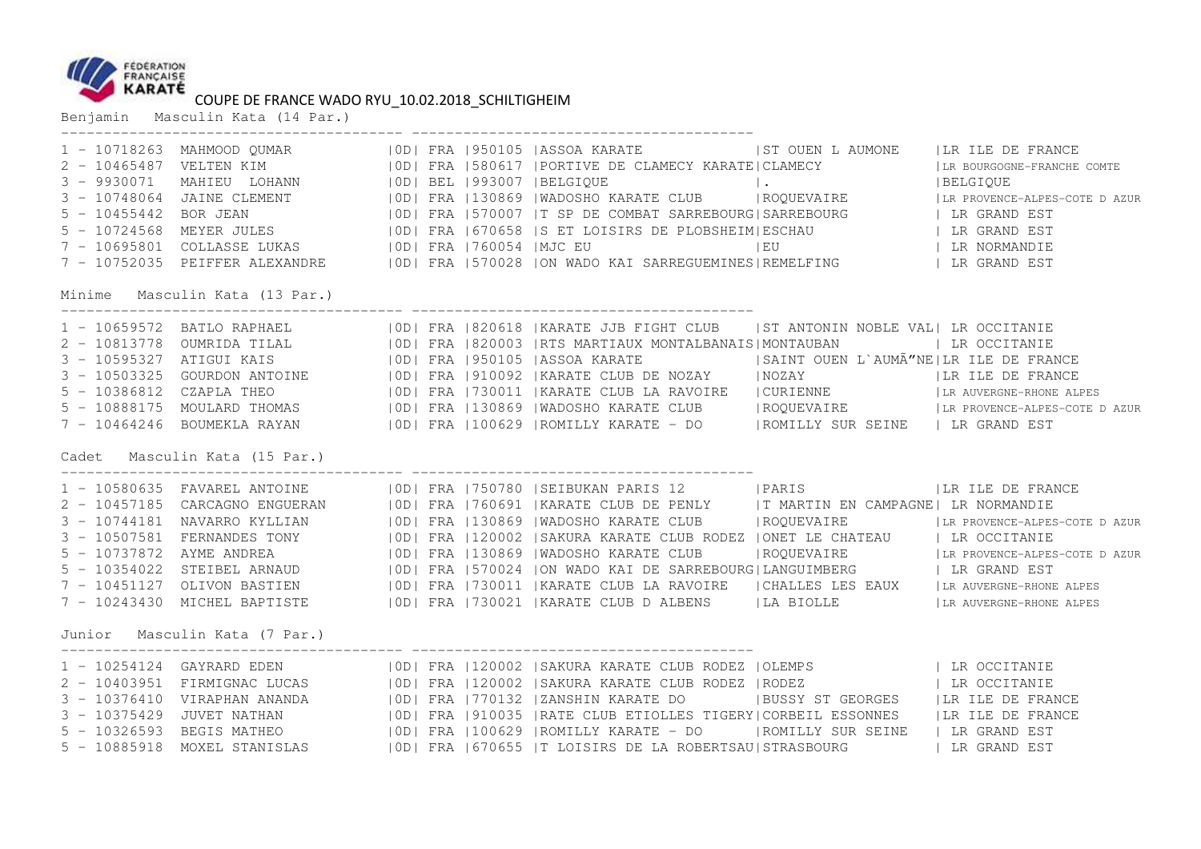COUPE DE FRANCE WADO RYU_10.02.2018_SCHILTIGHEIM

## Benjamin Masculin Kata (14 Par.)

| Rang | Licence | Nom | Grade | Nat. | Code | Club | Ville | Ligue |
|---|---|---|---|---|---|---|---|---|
| 1 | 10718263 | MAHMOOD QUMAR | 0D | FRA | 950105 | ASSOA KARATE | ST OUEN L AUMONE | LR ILE DE FRANCE |
| 2 | 10465487 | VELTEN KIM | 0D | FRA | 580617 | PORTIVE DE CLAMECY KARATE | CLAMECY | LR BOURGOGNE-FRANCHE COMTE |
| 3 | 9930071 | MAHIEU LOHANN | 0D | BEL | 993007 | BELGIQUE | . | BELGIQUE |
| 3 | 10748064 | JAINE CLEMENT | 0D | FRA | 130869 | WADOSHO KARATE CLUB | ROQUEVAIRE | LR PROVENCE-ALPES-COTE D AZUR |
| 5 | 10455442 | BOR JEAN | 0D | FRA | 570007 | T SP DE COMBAT SARREBOURG | SARREBOURG | LR GRAND EST |
| 5 | 10724568 | MEYER JULES | 0D | FRA | 670658 | S ET LOISIRS DE PLOBSHEIM | ESCHAU | LR GRAND EST |
| 7 | 10695801 | COLLASSE LUKAS | 0D | FRA | 760054 | MJC EU | EU | LR NORMANDIE |
| 7 | 10752035 | PEIFFER ALEXANDRE | 0D | FRA | 570028 | ON WADO KAI SARREGUEMINES | REMELFING | LR GRAND EST |

## Minime Masculin Kata (13 Par.)

| Rang | Licence | Nom | Grade | Nat. | Code | Club | Ville | Ligue |
|---|---|---|---|---|---|---|---|---|
| 1 | 10659572 | BATLO RAPHAEL | 0D | FRA | 820618 | KARATE JJB FIGHT CLUB | ST ANTONIN NOBLE VAL | LR OCCITANIE |
| 2 | 10813778 | OUMRIDA TILAL | 0D | FRA | 820003 | RTS MARTIAUX MONTALBANAIS | MONTAUBAN | LR OCCITANIE |
| 3 | 10595327 | ATIGUI KAIS | 0D | FRA | 950105 | ASSOA KARATE | SAINT OUEN L`AUMÃ”NE | LR ILE DE FRANCE |
| 3 | 10503325 | GOURDON ANTOINE | 0D | FRA | 910092 | KARATE CLUB DE NOZAY | NOZAY | LR ILE DE FRANCE |
| 5 | 10386812 | CZAPLA THEO | 0D | FRA | 730011 | KARATE CLUB LA RAVOIRE | CURIENNE | LR AUVERGNE-RHONE ALPES |
| 5 | 10888175 | MOULARD THOMAS | 0D | FRA | 130869 | WADOSHO KARATE CLUB | ROQUEVAIRE | LR PROVENCE-ALPES-COTE D AZUR |
| 7 | 10464246 | BOUMEKLA RAYAN | 0D | FRA | 100629 | ROMILLY KARATE - DO | ROMILLY SUR SEINE | LR GRAND EST |

## Cadet Masculin Kata (15 Par.)

| Rang | Licence | Nom | Grade | Nat. | Code | Club | Ville | Ligue |
|---|---|---|---|---|---|---|---|---|
| 1 | 10580635 | FAVAREL ANTOINE | 0D | FRA | 750780 | SEIBUKAN PARIS 12 | PARIS | LR ILE DE FRANCE |
| 2 | 10457185 | CARCAGNO ENGUERAN | 0D | FRA | 760691 | KARATE CLUB DE PENLY | T MARTIN EN CAMPAGNE | LR NORMANDIE |
| 3 | 10744181 | NAVARRO KYLLIAN | 0D | FRA | 130869 | WADOSHO KARATE CLUB | ROQUEVAIRE | LR PROVENCE-ALPES-COTE D AZUR |
| 3 | 10507581 | FERNANDES TONY | 0D | FRA | 120002 | SAKURA KARATE CLUB RODEZ | ONET LE CHATEAU | LR OCCITANIE |
| 5 | 10737872 | AYME ANDREA | 0D | FRA | 130869 | WADOSHO KARATE CLUB | ROQUEVAIRE | LR PROVENCE-ALPES-COTE D AZUR |
| 5 | 10354022 | STEIBEL ARNAUD | 0D | FRA | 570024 | ON WADO KAI DE SARREBOURG | LANGUIMBERG | LR GRAND EST |
| 7 | 10451127 | OLIVON BASTIEN | 0D | FRA | 730011 | KARATE CLUB LA RAVOIRE | CHALLES LES EAUX | LR AUVERGNE-RHONE ALPES |
| 7 | 10243430 | MICHEL BAPTISTE | 0D | FRA | 730021 | KARATE CLUB D ALBENS | LA BIOLLE | LR AUVERGNE-RHONE ALPES |

## Junior Masculin Kata (7 Par.)

| Rang | Licence | Nom | Grade | Nat. | Code | Club | Ville | Ligue |
|---|---|---|---|---|---|---|---|---|
| 1 | 10254124 | GAYRARD EDEN | 0D | FRA | 120002 | SAKURA KARATE CLUB RODEZ | OLEMPS | LR OCCITANIE |
| 2 | 10403951 | FIRMIGNAC LUCAS | 0D | FRA | 120002 | SAKURA KARATE CLUB RODEZ | RODEZ | LR OCCITANIE |
| 3 | 10376410 | VIRAPHAN ANANDA | 0D | FRA | 770132 | ZANSHIN KARATE DO | BUSSY ST GEORGES | LR ILE DE FRANCE |
| 3 | 10375429 | JUVET NATHAN | 0D | FRA | 910035 | RATE CLUB ETIOLLES TIGERY | CORBEIL ESSONNES | LR ILE DE FRANCE |
| 5 | 10326593 | BEGIS MATHEO | 0D | FRA | 100629 | ROMILLY KARATE - DO | ROMILLY SUR SEINE | LR GRAND EST |
| 5 | 10885918 | MOXEL STANISLAS | 0D | FRA | 670655 | T LOISIRS DE LA ROBERTSAU | STRASBOURG | LR GRAND EST |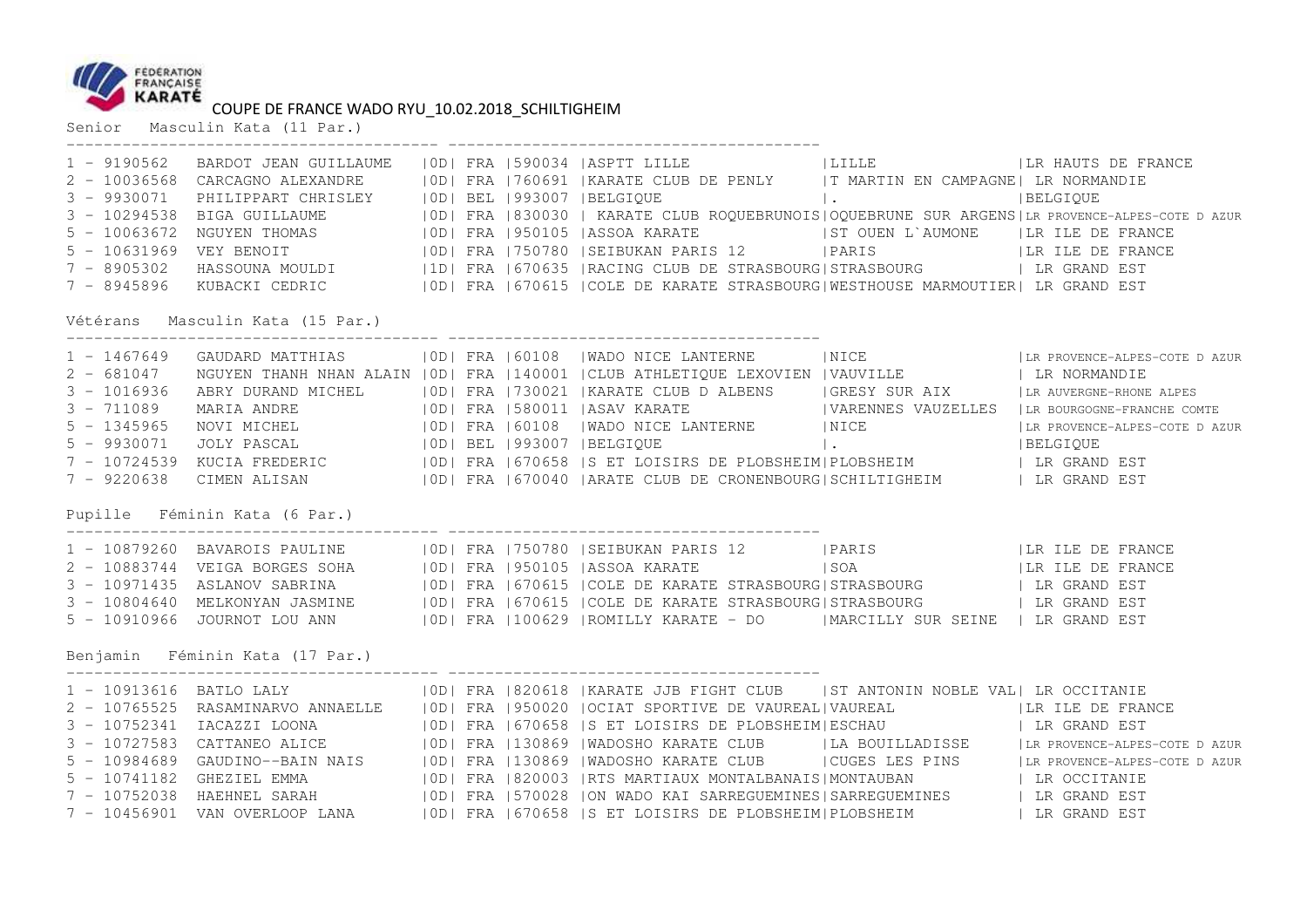# COUPE DE FRANCE WADO RYU_10.02.2018_SCHILTIGHEIM

## Senior Masculin Kata (11 Par.)

| Rang | Licence | Nom | Grade | Nat. | Code | Club | Ville | Ligue |
|---|---|---|---|---|---|---|---|---|
| 1 | 9190562 | BARDOT JEAN GUILLAUME | 0D | FRA | 590034 | ASPTT LILLE | LILLE | LR HAUTS DE FRANCE |
| 2 | 10036568 | CARCAGNO ALEXANDRE | 0D | FRA | 760691 | KARATE CLUB DE PENLY | T MARTIN EN CAMPAGNE | LR NORMANDIE |
| 3 | 9930071 | PHILIPPART CHRISLEY | 0D | BEL | 993007 | BELGIQUE | . | BELGIQUE |
| 3 | 10294538 | BIGA GUILLAUME | 0D | FRA | 830030 | KARATE CLUB ROQUEBRUNOIS | OQUEBRUNE SUR ARGENS | LR PROVENCE-ALPES-COTE D AZUR |
| 5 | 10063672 | NGUYEN THOMAS | 0D | FRA | 950105 | ASSOA KARATE | ST OUEN L`AUMONE | LR ILE DE FRANCE |
| 5 | 10631969 | VEY BENOIT | 0D | FRA | 750780 | SEIBUKAN PARIS 12 | PARIS | LR ILE DE FRANCE |
| 7 | 8905302 | HASSOUNA MOULDI | 1D | FRA | 670635 | RACING CLUB DE STRASBOURG | STRASBOURG | LR GRAND EST |
| 7 | 8945896 | KUBACKI CEDRIC | 0D | FRA | 670615 | COLE DE KARATE STRASBOURG | WESTHOUSE MARMOUTIER | LR GRAND EST |

## Vétérans Masculin Kata (15 Par.)

| Rang | Licence | Nom | Grade | Nat. | Code | Club | Ville | Ligue |
|---|---|---|---|---|---|---|---|---|
| 1 | 1467649 | GAUDARD MATTHIAS | 0D | FRA | 60108 | WADO NICE LANTERNE | NICE | LR PROVENCE-ALPES-COTE D AZUR |
| 2 | 681047 | NGUYEN THANH NHAN ALAIN | 0D | FRA | 140001 | CLUB ATHLETIQUE LEXOVIEN | VAUVILLE | LR NORMANDIE |
| 3 | 1016936 | ABRY DURAND MICHEL | 0D | FRA | 730021 | KARATE CLUB D ALBENS | GRESY SUR AIX | LR AUVERGNE-RHONE ALPES |
| 3 | 711089 | MARIA ANDRE | 0D | FRA | 580011 | ASAV KARATE | VARENNES VAUZELLES | LR BOURGOGNE-FRANCHE COMTE |
| 5 | 1345965 | NOVI MICHEL | 0D | FRA | 60108 | WADO NICE LANTERNE | NICE | LR PROVENCE-ALPES-COTE D AZUR |
| 5 | 9930072 | JOLY PASCAL | 0D | BEL | 993007 | BELGIQUE | . | BELGIQUE |
| 7 | 10724539 | KUCIA FREDERIC | 0D | FRA | 670658 | S ET LOISIRS DE PLOBSHEIM | PLOBSHEIM | LR GRAND EST |
| 7 | 9220638 | CIMEN ALISAN | 0D | FRA | 670040 | ARATE CLUB DE CRONENBOURG | SCHILTIGHEIM | LR GRAND EST |

## Pupille Féminin Kata (6 Par.)

| Rang | Licence | Nom | Grade | Nat. | Code | Club | Ville | Ligue |
|---|---|---|---|---|---|---|---|---|
| 1 | 10879260 | BAVAROIS PAULINE | 0D | FRA | 750780 | SEIBUKAN PARIS 12 | PARIS | LR ILE DE FRANCE |
| 2 | 10883744 | VEIGA BORGES SOHA | 0D | FRA | 950105 | ASSOA KARATE | SOA | LR ILE DE FRANCE |
| 3 | 10971435 | ASLANOV SABRINA | 0D | FRA | 670615 | COLE DE KARATE STRASBOURG | STRASBOURG | LR GRAND EST |
| 3 | 10804640 | MELKONYAN JASMINE | 0D | FRA | 670615 | COLE DE KARATE STRASBOURG | STRASBOURG | LR GRAND EST |
| 5 | 10910966 | JOURNOT LOU ANN | 0D | FRA | 100629 | ROMILLY KARATE - DO | MARCILLY SUR SEINE | LR GRAND EST |

## Benjamin Féminin Kata (17 Par.)

| Rang | Licence | Nom | Grade | Nat. | Code | Club | Ville | Ligue |
|---|---|---|---|---|---|---|---|---|
| 1 | 10913616 | BATLO LALY | 0D | FRA | 820618 | KARATE JJB FIGHT CLUB | ST ANTONIN NOBLE VAL | LR OCCITANIE |
| 2 | 10765525 | RASAMINARVO ANNAELLE | 0D | FRA | 950020 | OCIAT SPORTIVE DE VAUREAL | VAUREAL | LR ILE DE FRANCE |
| 3 | 10752341 | IACAZZI LOONA | 0D | FRA | 670658 | S ET LOISIRS DE PLOBSHEIM | ESCHAU | LR GRAND EST |
| 3 | 10727583 | CATTANEO ALICE | 0D | FRA | 130869 | WADOSHO KARATE CLUB | LA BOUILLADISSE | LR PROVENCE-ALPES-COTE D AZUR |
| 5 | 10984689 | GAUDINO--BAIN NAIS | 0D | FRA | 130869 | WADOSHO KARATE CLUB | CUGES LES PINS | LR PROVENCE-ALPES-COTE D AZUR |
| 5 | 10741182 | GHEZIEL EMMA | 0D | FRA | 820003 | RTS MARTIAUX MONTALBANAIS | MONTAUBAN | LR OCCITANIE |
| 7 | 10752038 | HAEHNEL SARAH | 0D | FRA | 570028 | ON WADO KAI SARREGUEMINES | SARREGUEMINES | LR GRAND EST |
| 7 | 10456901 | VAN OVERLOOP LANA | 0D | FRA | 670658 | S ET LOISIRS DE PLOBSHEIM | PLOBSHEIM | LR GRAND EST |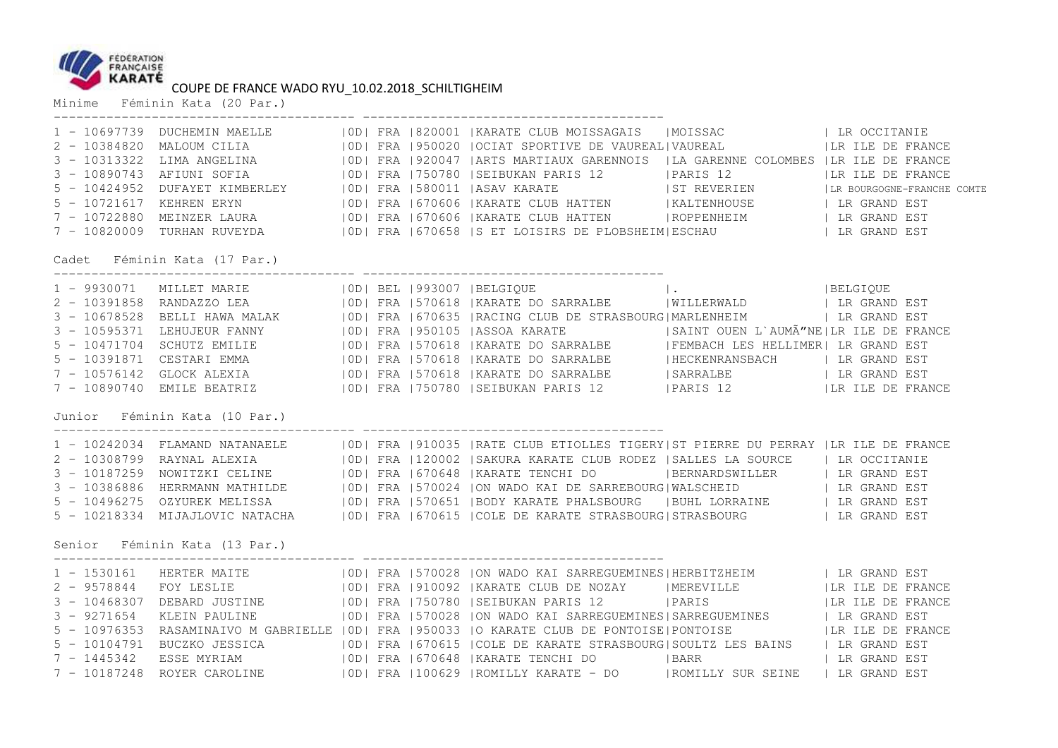COUPE DE FRANCE WADO RYU_10.02.2018_SCHILTIGHEIM

Minime Féminin Kata (20 Par.)

| Rang | Licence | Nom | | Pays | Code | Club | Ville | Ligue |
|---|---|---|---|---|---|---|---|---|
| 1 | 10697739 | DUCHEMIN MAELLE | 0D | FRA | 820001 | KARATE CLUB MOISSAGAIS | MOISSAC | LR OCCITANIE |
| 2 | 10384820 | MALOUM CILIA | 0D | FRA | 950020 | OCIAT SPORTIVE DE VAUREAL | VAUREAL | LR ILE DE FRANCE |
| 3 | 10313322 | LIMA ANGELINA | 0D | FRA | 920047 | ARTS MARTIAUX GARENNOIS | LA GARENNE COLOMBES | LR ILE DE FRANCE |
| 3 | 10890743 | AFIUNI SOFIA | 0D | FRA | 750780 | SEIBUKAN PARIS 12 | PARIS 12 | LR ILE DE FRANCE |
| 5 | 10424952 | DUFAYET KIMBERLEY | 0D | FRA | 580011 | ASAV KARATE | ST REVERIEN | LR BOURGOGNE-FRANCHE COMTE |
| 5 | 10721617 | KEHREN ERYN | 0D | FRA | 670606 | KARATE CLUB HATTEN | KALTENHOUSE | LR GRAND EST |
| 7 | 10722880 | MEINZER LAURA | 0D | FRA | 670606 | KARATE CLUB HATTEN | ROPPENHEIM | LR GRAND EST |
| 7 | 10820009 | TURHAN RUVEYDA | 0D | FRA | 670658 | S ET LOISIRS DE PLOBSHEIM | ESCHAU | LR GRAND EST |

Cadet Féminin Kata (17 Par.)

| Rang | Licence | Nom | | Pays | Code | Club | Ville | Ligue |
|---|---|---|---|---|---|---|---|---|
| 1 | 9930071 | MILLET MARIE | 0D | BEL | 993007 | BELGIQUE | . | BELGIQUE |
| 2 | 10391858 | RANDAZZO LEA | 0D | FRA | 570618 | KARATE DO SARRALBE | WILLERWALD | LR GRAND EST |
| 3 | 10678528 | BELLI HAWA MALAK | 0D | FRA | 670635 | RACING CLUB DE STRASBOURG | MARLENHEIM | LR GRAND EST |
| 3 | 10595371 | LEHUJEUR FANNY | 0D | FRA | 950105 | ASSOA KARATE | SAINT OUEN L`AUMĂ"NE | LR ILE DE FRANCE |
| 5 | 10471704 | SCHUTZ EMILIE | 0D | FRA | 570618 | KARATE DO SARRALBE | FEMBACH LES HELLIMER | LR GRAND EST |
| 5 | 10391871 | CESTARI EMMA | 0D | FRA | 570618 | KARATE DO SARRALBE | HECKENRANSBACH | LR GRAND EST |
| 7 | 10576142 | GLOCK ALEXIA | 0D | FRA | 570618 | KARATE DO SARRALBE | SARRALBE | LR GRAND EST |
| 7 | 10890740 | EMILE BEATRIZ | 0D | FRA | 750780 | SEIBUKAN PARIS 12 | PARIS 12 | LR ILE DE FRANCE |

Junior Féminin Kata (10 Par.)

| Rang | Licence | Nom | | Pays | Code | Club | Ville | Ligue |
|---|---|---|---|---|---|---|---|---|
| 1 | 10242034 | FLAMAND NATANAELE | 0D | FRA | 910035 | RATE CLUB ETIOLLES TIGERY | ST PIERRE DU PERRAY | LR ILE DE FRANCE |
| 2 | 10308799 | RAYNAL ALEXIA | 0D | FRA | 120002 | SAKURA KARATE CLUB RODEZ | SALLES LA SOURCE | LR OCCITANIE |
| 3 | 10187259 | NOWITZKI CELINE | 0D | FRA | 670648 | KARATE TENCHI DO | BERNARDSWILLER | LR GRAND EST |
| 3 | 10386886 | HERRMANN MATHILDE | 0D | FRA | 570024 | ON WADO KAI DE SARREBOURG | WALSCHEID | LR GRAND EST |
| 5 | 10496275 | OZYUREK MELISSA | 0D | FRA | 570651 | BODY KARATE PHALSBOURG | BUHL LORRAINE | LR GRAND EST |
| 5 | 10218334 | MIJAJLOVIC NATACHA | 0D | FRA | 670615 | COLE DE KARATE STRASBOURG | STRASBOURG | LR GRAND EST |

Senior Féminin Kata (13 Par.)

| Rang | Licence | Nom | | Pays | Code | Club | Ville | Ligue |
|---|---|---|---|---|---|---|---|---|
| 1 | 1530161 | HERTER MAITE | 0D | FRA | 570028 | ON WADO KAI SARREGUEMINES | HERBITZHEIM | LR GRAND EST |
| 2 | 9578844 | FOY LESLIE | 0D | FRA | 910092 | KARATE CLUB DE NOZAY | MEREVILLE | LR ILE DE FRANCE |
| 3 | 10468307 | DEBARD JUSTINE | 0D | FRA | 750780 | SEIBUKAN PARIS 12 | PARIS | LR ILE DE FRANCE |
| 3 | 9271654 | KLEIN PAULINE | 0D | FRA | 570028 | ON WADO KAI SARREGUEMINES | SARREGUEMINES | LR GRAND EST |
| 5 | 10976353 | RASAMINAIVO M GABRIELLE | 0D | FRA | 950033 | O KARATE CLUB DE PONTOISE | PONTOISE | LR ILE DE FRANCE |
| 5 | 10104791 | BUCZKO JESSICA | 0D | FRA | 670615 | COLE DE KARATE STRASBOURG | SOULTZ LES BAINS | LR GRAND EST |
| 7 | 1445342 | ESSE MYRIAM | 0D | FRA | 670648 | KARATE TENCHI DO | BARR | LR GRAND EST |
| 7 | 10187248 | ROYER CAROLINE | 0D | FRA | 100629 | ROMILLY KARATE - DO | ROMILLY SUR SEINE | LR GRAND EST |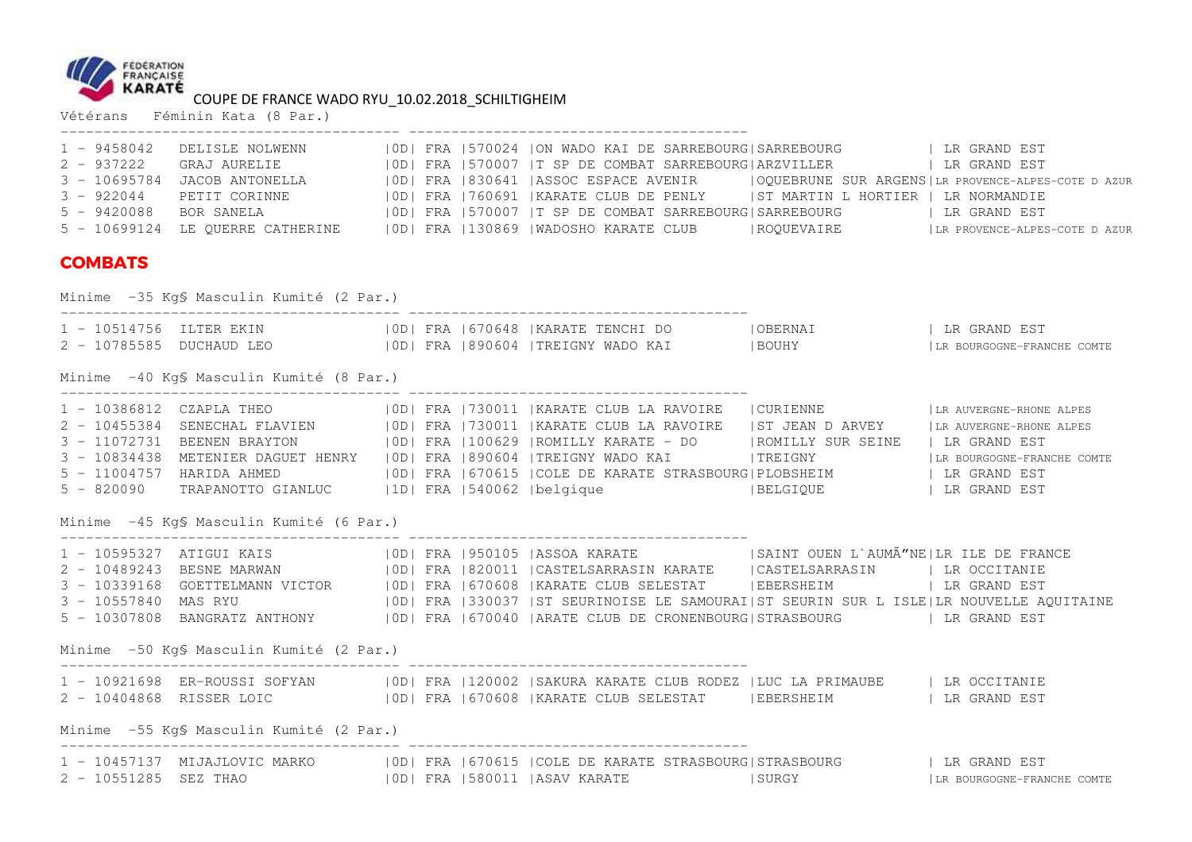COUPE DE FRANCE WADO RYU_10.02.2018_SCHILTIGHEIM

Vétérans Féminin Kata (8 Par.)

| Place | Licence | Nom | Grade | Pays | Club N° | Club | Ville | Ligue |
|---|---|---|---|---|---|---|---|---|
| 1 | 9458042 | DELISLE NOLWENN | 0D | FRA | 570024 | ON WADO KAI DE SARREBOURG | SARREBOURG | LR GRAND EST |
| 2 | 937222 | GRAJ AURELIE | 0D | FRA | 570007 | T SP DE COMBAT SARREBOURG | ARZVILLER | LR GRAND EST |
| 3 | 10695784 | JACOB ANTONELLA | 0D | FRA | 830641 | ASSOC ESPACE AVENIR | OQUEBRUNE SUR ARGENS | LR PROVENCE-ALPES-COTE D AZUR |
| 3 | 922044 | PETIT CORINNE | 0D | FRA | 760691 | KARATE CLUB DE PENLY | ST MARTIN L HORTIER | LR NORMANDIE |
| 5 | 9420088 | BOR SANELA | 0D | FRA | 570007 | T SP DE COMBAT SARREBOURG | SARREBOURG | LR GRAND EST |
| 5 | 10699124 | LE QUERRE CATHERINE | 0D | FRA | 130869 | WADOSHO KARATE CLUB | ROQUEVAIRE | LR PROVENCE-ALPES-COTE D AZUR |

## COMBATS

Minime -35 Kg§ Masculin Kumité (2 Par.)

| Place | Licence | Nom | Grade | Pays | Club N° | Club | Ville | Ligue |
|---|---|---|---|---|---|---|---|---|
| 1 | 10514756 | ILTER EKIN | 0D | FRA | 670648 | KARATE TENCHI DO | OBERNAI | LR GRAND EST |
| 2 | 10785585 | DUCHAUD LEO | 0D | FRA | 890604 | TREIGNY WADO KAI | BOUHY | LR BOURGOGNE-FRANCHE COMTE |

Minime -40 Kg§ Masculin Kumité (8 Par.)

| Place | Licence | Nom | Grade | Pays | Club N° | Club | Ville | Ligue |
|---|---|---|---|---|---|---|---|---|
| 1 | 10386812 | CZAPLA THEO | 0D | FRA | 730011 | KARATE CLUB LA RAVOIRE | CURIENNE | LR AUVERGNE-RHONE ALPES |
| 2 | 10455384 | SENECHAL FLAVIEN | 0D | FRA | 730011 | KARATE CLUB LA RAVOIRE | ST JEAN D ARVEY | LR AUVERGNE-RHONE ALPES |
| 3 | 11072731 | BEENEN BRAYTON | 0D | FRA | 100629 | ROMILLY KARATE - DO | ROMILLY SUR SEINE | LR GRAND EST |
| 3 | 10834438 | METENIER DAGUET HENRY | 0D | FRA | 890604 | TREIGNY WADO KAI | TREIGNY | LR BOURGOGNE-FRANCHE COMTE |
| 5 | 11004757 | HARIDA AHMED | 0D | FRA | 670615 | COLE DE KARATE STRASBOURG | PLOBSHEIM | LR GRAND EST |
| 5 | 820090 | TRAPANOTTO GIANLUC | 1D | FRA | 540062 | belgique | BELGIQUE | LR GRAND EST |

Minime -45 Kg§ Masculin Kumité (6 Par.)

| Place | Licence | Nom | Grade | Pays | Club N° | Club | Ville | Ligue |
|---|---|---|---|---|---|---|---|---|
| 1 | 10595327 | ATIGUI KAIS | 0D | FRA | 950105 | ASSOA KARATE | SAINT OUEN L`AUMÃ”NE | LR ILE DE FRANCE |
| 2 | 10489243 | BESNE MARWAN | 0D | FRA | 820011 | CASTELSARRASIN KARATE | CASTELSARRASIN | LR OCCITANIE |
| 3 | 10339168 | GOETTELMANN VICTOR | 0D | FRA | 670608 | KARATE CLUB SELESTAT | EBERSHEIM | LR GRAND EST |
| 3 | 10557840 | MAS RYU | 0D | FRA | 330037 | ST SEURINOISE LE SAMOURAI | ST SEURIN SUR L ISLE | LR NOUVELLE AQUITAINE |
| 5 | 10307808 | BANGRATZ ANTHONY | 0D | FRA | 670040 | ARATE CLUB DE CRONENBOURG | STRASBOURG | LR GRAND EST |

Minime -50 Kg§ Masculin Kumité (2 Par.)

| Place | Licence | Nom | Grade | Pays | Club N° | Club | Ville | Ligue |
|---|---|---|---|---|---|---|---|---|
| 1 | 10921698 | ER-ROUSSI SOFYAN | 0D | FRA | 120002 | SAKURA KARATE CLUB RODEZ | LUC LA PRIMAUBE | LR OCCITANIE |
| 2 | 10404868 | RISSER LOIC | 0D | FRA | 670608 | KARATE CLUB SELESTAT | EBERSHEIM | LR GRAND EST |

Minime -55 Kg§ Masculin Kumité (2 Par.)

| Place | Licence | Nom | Grade | Pays | Club N° | Club | Ville | Ligue |
|---|---|---|---|---|---|---|---|---|
| 1 | 10457137 | MIJAJLOVIC MARKO | 0D | FRA | 670615 | COLE DE KARATE STRASBOURG | STRASBOURG | LR GRAND EST |
| 2 | 10551285 | SEZ THAO | 0D | FRA | 580011 | ASAV KARATE | SURGY | LR BOURGOGNE-FRANCHE COMTE |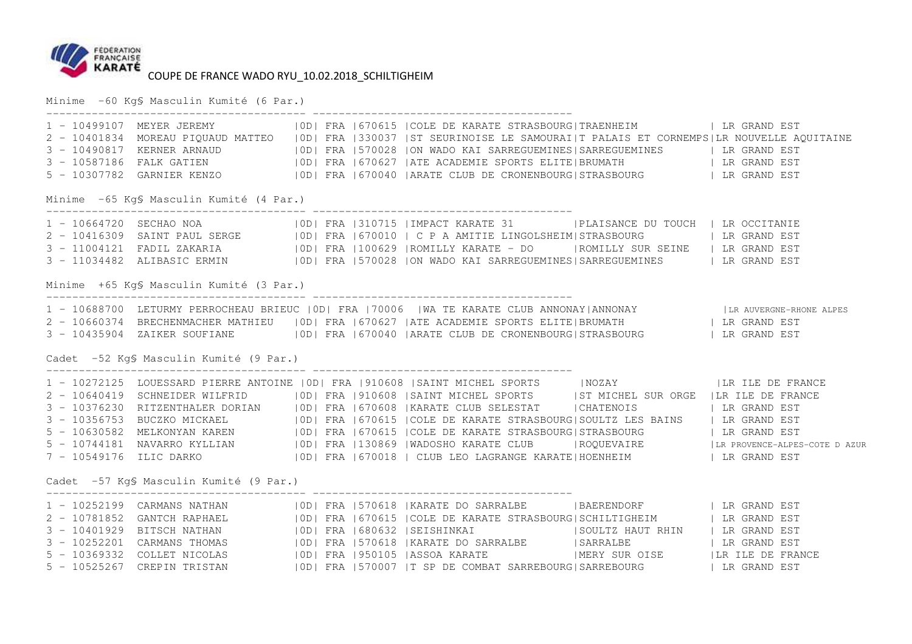COUPE DE FRANCE WADO RYU_10.02.2018_SCHILTIGHEIM

Minime -60 Kg§ Masculin Kumité (6 Par.)

| Place | Licence | Nom | Grade | Nat. | Club N° | Club | Ville | Ligue |
|---|---|---|---|---|---|---|---|---|
| 1 | 10499107 | MEYER JEREMY | 0D | FRA | 670615 | COLE DE KARATE STRASBOURG | TRAENHEIM | LR GRAND EST |
| 2 | 10401834 | MOREAU PIQUAUD MATTEO | 0D | FRA | 330037 | ST SEURINOISE LE SAMOURAI | T PALAIS ET CORNEMPS | LR NOUVELLE AQUITAINE |
| 3 | 10490817 | KERNER ARNAUD | 0D | FRA | 570028 | ON WADO KAI SARREGUEMINES | SARREGUEMINES | LR GRAND EST |
| 3 | 10587186 | FALK GATIEN | 0D | FRA | 670627 | ATE ACADEMIE SPORTS ELITE | BRUMATH | LR GRAND EST |
| 5 | 10307782 | GARNIER KENZO | 0D | FRA | 670040 | ARATE CLUB DE CRONENBOURG | STRASBOURG | LR GRAND EST |

Minime -65 Kg§ Masculin Kumité (4 Par.)

| Place | Licence | Nom | Grade | Nat. | Club N° | Club | Ville | Ligue |
|---|---|---|---|---|---|---|---|---|
| 1 | 10664720 | SECHAO NOA | 0D | FRA | 310715 | IMPACT KARATE 31 | PLAISANCE DU TOUCH | LR OCCITANIE |
| 2 | 10416309 | SAINT PAUL SERGE | 0D | FRA | 670010 | C P A AMITIE LINGOLSHEIM | STRASBOURG | LR GRAND EST |
| 3 | 11004121 | FADIL ZAKARIA | 0D | FRA | 100629 | ROMILLY KARATE - DO | ROMILLY SUR SEINE | LR GRAND EST |
| 3 | 11034482 | ALIBASIC ERMIN | 0D | FRA | 570028 | ON WADO KAI SARREGUEMINES | SARREGUEMINES | LR GRAND EST |

Minime +65 Kg§ Masculin Kumité (3 Par.)

| Place | Licence | Nom | Grade | Nat. | Club N° | Club | Ville | Ligue |
|---|---|---|---|---|---|---|---|---|
| 1 | 10688700 | LETURMY PERROCHEAU BRIEUC | 0D | FRA | 70006 | WA TE KARATE CLUB ANNONAY | ANNONAY | LR AUVERGNE-RHONE ALPES |
| 2 | 10660374 | BRECHENMACHER MATHIEU | 0D | FRA | 670627 | ATE ACADEMIE SPORTS ELITE | BRUMATH | LR GRAND EST |
| 3 | 10435904 | ZAIKER SOUFIANE | 0D | FRA | 670040 | ARATE CLUB DE CRONENBOURG | STRASBOURG | LR GRAND EST |

Cadet -52 Kg§ Masculin Kumité (9 Par.)

| Place | Licence | Nom | Grade | Nat. | Club N° | Club | Ville | Ligue |
|---|---|---|---|---|---|---|---|---|
| 1 | 10272125 | LOUESSARD PIERRE ANTOINE | 0D | FRA | 910608 | SAINT MICHEL SPORTS | NOZAY | LR ILE DE FRANCE |
| 2 | 10640419 | SCHNEIDER WILFRID | 0D | FRA | 910608 | SAINT MICHEL SPORTS | ST MICHEL SUR ORGE | LR ILE DE FRANCE |
| 3 | 10376230 | RITZENTHALER DORIAN | 0D | FRA | 670608 | KARATE CLUB SELESTAT | CHATENOIS | LR GRAND EST |
| 3 | 10356753 | BUCZKO MICKAEL | 0D | FRA | 670615 | COLE DE KARATE STRASBOURG | SOULTZ LES BAINS | LR GRAND EST |
| 5 | 10630582 | MELKONYAN KAREN | 0D | FRA | 670615 | COLE DE KARATE STRASBOURG | STRASBOURG | LR GRAND EST |
| 5 | 10744181 | NAVARRO KYLLIAN | 0D | FRA | 130869 | WADOSHO KARATE CLUB | ROQUEVAIRE | LR PROVENCE-ALPES-COTE D AZUR |
| 7 | 10549176 | ILIC DARKO | 0D | FRA | 670018 | CLUB LEO LAGRANGE KARATE | HOENHEIM | LR GRAND EST |

Cadet -57 Kg§ Masculin Kumité (9 Par.)

| Place | Licence | Nom | Grade | Nat. | Club N° | Club | Ville | Ligue |
|---|---|---|---|---|---|---|---|---|
| 1 | 10252199 | CARMANS NATHAN | 0D | FRA | 570618 | KARATE DO SARRALBE | BAERENDORF | LR GRAND EST |
| 2 | 10781852 | GANTCH RAPHAEL | 0D | FRA | 670615 | COLE DE KARATE STRASBOURG | SCHILTIGHEIM | LR GRAND EST |
| 3 | 10401929 | BITSCH NATHAN | 0D | FRA | 680632 | SEISHINKAI | SOULTZ HAUT RHIN | LR GRAND EST |
| 3 | 10252201 | CARMANS THOMAS | 0D | FRA | 570618 | KARATE DO SARRALBE | SARRALBE | LR GRAND EST |
| 5 | 10369332 | COLLET NICOLAS | 0D | FRA | 950105 | ASSOA KARATE | MERY SUR OISE | LR ILE DE FRANCE |
| 5 | 10525267 | CREPIN TRISTAN | 0D | FRA | 570007 | T SP DE COMBAT SARREBOURG | SARREBOURG | LR GRAND EST |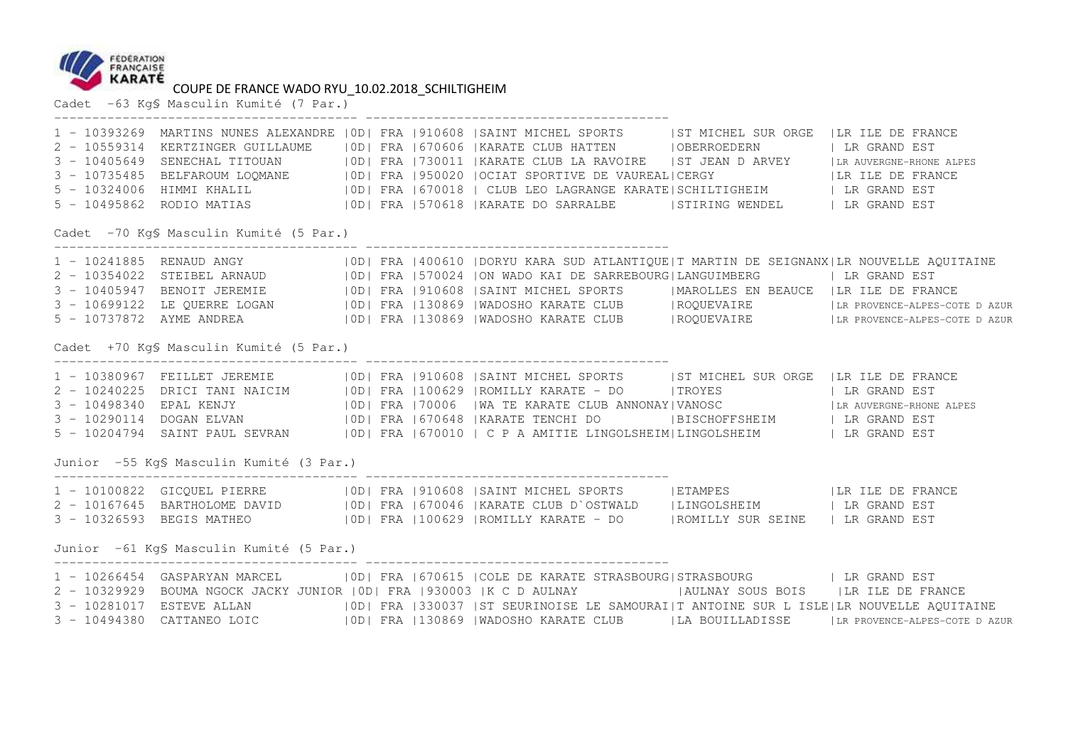FÉDÉRATION FRANÇAISE KARATÉ

COUPE DE FRANCE WADO RYU_10.02.2018_SCHILTIGHEIM

Cadet -63 Kg§ Masculin Kumité (7 Par.)

| Rang | Licence | Nom | Grade | Nat. | Code | Club | Ville | Ligue |
|---|---|---|---|---|---|---|---|---|
| 1 | 10393269 | MARTINS NUNES ALEXANDRE | 0D | FRA | 910608 | SAINT MICHEL SPORTS | ST MICHEL SUR ORGE | LR ILE DE FRANCE |
| 2 | 10559314 | KERTZINGER GUILLAUME | 0D | FRA | 670606 | KARATE CLUB HATTEN | OBERROEDERN | LR GRAND EST |
| 3 | 10405649 | SENECHAL TITOUAN | 0D | FRA | 730011 | KARATE CLUB LA RAVOIRE | ST JEAN D ARVEY | LR AUVERGNE-RHONE ALPES |
| 3 | 10735485 | BELFAROUM LOQMANE | 0D | FRA | 950020 | OCIAT SPORTIVE DE VAUREAL | CERGY | LR ILE DE FRANCE |
| 5 | 10324006 | HIMMI KHALIL | 0D | FRA | 670018 | CLUB LEO LAGRANGE KARATE | SCHILTIGHEIM | LR GRAND EST |
| 5 | 10495862 | RODIO MATIAS | 0D | FRA | 570618 | KARATE DO SARRALBE | STIRING WENDEL | LR GRAND EST |

Cadet -70 Kg§ Masculin Kumité (5 Par.)

| Rang | Licence | Nom | Grade | Nat. | Code | Club | Ville | Ligue |
|---|---|---|---|---|---|---|---|---|
| 1 | 10241885 | RENAUD ANGY | 0D | FRA | 400610 | DORYU KARA SUD ATLANTIQUE | T MARTIN DE SEIGNANX | LR NOUVELLE AQUITAINE |
| 2 | 10354022 | STEIBEL ARNAUD | 0D | FRA | 570024 | ON WADO KAI DE SARREBOURG | LANGUIMBERG | LR GRAND EST |
| 3 | 10405947 | BENOIT JEREMIE | 0D | FRA | 910608 | SAINT MICHEL SPORTS | MAROLLES EN BEAUCE | LR ILE DE FRANCE |
| 3 | 10699122 | LE QUERRE LOGAN | 0D | FRA | 130869 | WADOSHO KARATE CLUB | ROQUEVAIRE | LR PROVENCE-ALPES-COTE D AZUR |
| 5 | 10737872 | AYME ANDREA | 0D | FRA | 130869 | WADOSHO KARATE CLUB | ROQUEVAIRE | LR PROVENCE-ALPES-COTE D AZUR |

Cadet +70 Kg§ Masculin Kumité (5 Par.)

| Rang | Licence | Nom | Grade | Nat. | Code | Club | Ville | Ligue |
|---|---|---|---|---|---|---|---|---|
| 1 | 10380967 | FEILLET JEREMIE | 0D | FRA | 910608 | SAINT MICHEL SPORTS | ST MICHEL SUR ORGE | LR ILE DE FRANCE |
| 2 | 10240225 | DRICI TANI NAICIM | 0D | FRA | 100629 | ROMILLY KARATE - DO | TROYES | LR GRAND EST |
| 3 | 10498340 | EPAL KENJY | 0D | FRA | 70006 | WA TE KARATE CLUB ANNONAY | VANOSC | LR AUVERGNE-RHONE ALPES |
| 3 | 10290114 | DOGAN ELVAN | 0D | FRA | 670648 | KARATE TENCHI DO | BISCHOFFSHEIM | LR GRAND EST |
| 5 | 10204794 | SAINT PAUL SEVRAN | 0D | FRA | 670010 | C P A AMITIE LINGOLSHEIM | LINGOLSHEIM | LR GRAND EST |

Junior -55 Kg§ Masculin Kumité (3 Par.)

| Rang | Licence | Nom | Grade | Nat. | Code | Club | Ville | Ligue |
|---|---|---|---|---|---|---|---|---|
| 1 | 10100822 | GICQUEL PIERRE | 0D | FRA | 910608 | SAINT MICHEL SPORTS | ETAMPES | LR ILE DE FRANCE |
| 2 | 10167645 | BARTHOLOME DAVID | 0D | FRA | 670046 | KARATE CLUB D`OSTWALD | LINGOLSHEIM | LR GRAND EST |
| 3 | 10326593 | BEGIS MATHEO | 0D | FRA | 100629 | ROMILLY KARATE - DO | ROMILLY SUR SEINE | LR GRAND EST |

Junior -61 Kg§ Masculin Kumité (5 Par.)

| Rang | Licence | Nom | Grade | Nat. | Code | Club | Ville | Ligue |
|---|---|---|---|---|---|---|---|---|
| 1 | 10266454 | GASPARYAN MARCEL | 0D | FRA | 670615 | COLE DE KARATE STRASBOURG | STRASBOURG | LR GRAND EST |
| 2 | 10329929 | BOUMA NGOCK JACKY JUNIOR | 0D | FRA | 930003 | K C D AULNAY | AULNAY SOUS BOIS | LR ILE DE FRANCE |
| 3 | 10281017 | ESTEVE ALLAN | 0D | FRA | 330037 | ST SEURINOISE LE SAMOURAI | T ANTOINE SUR L ISLE | LR NOUVELLE AQUITAINE |
| 3 | 10494380 | CATTANEO LOIC | 0D | FRA | 130869 | WADOSHO KARATE CLUB | LA BOUILLADISSE | LR PROVENCE-ALPES-COTE D AZUR |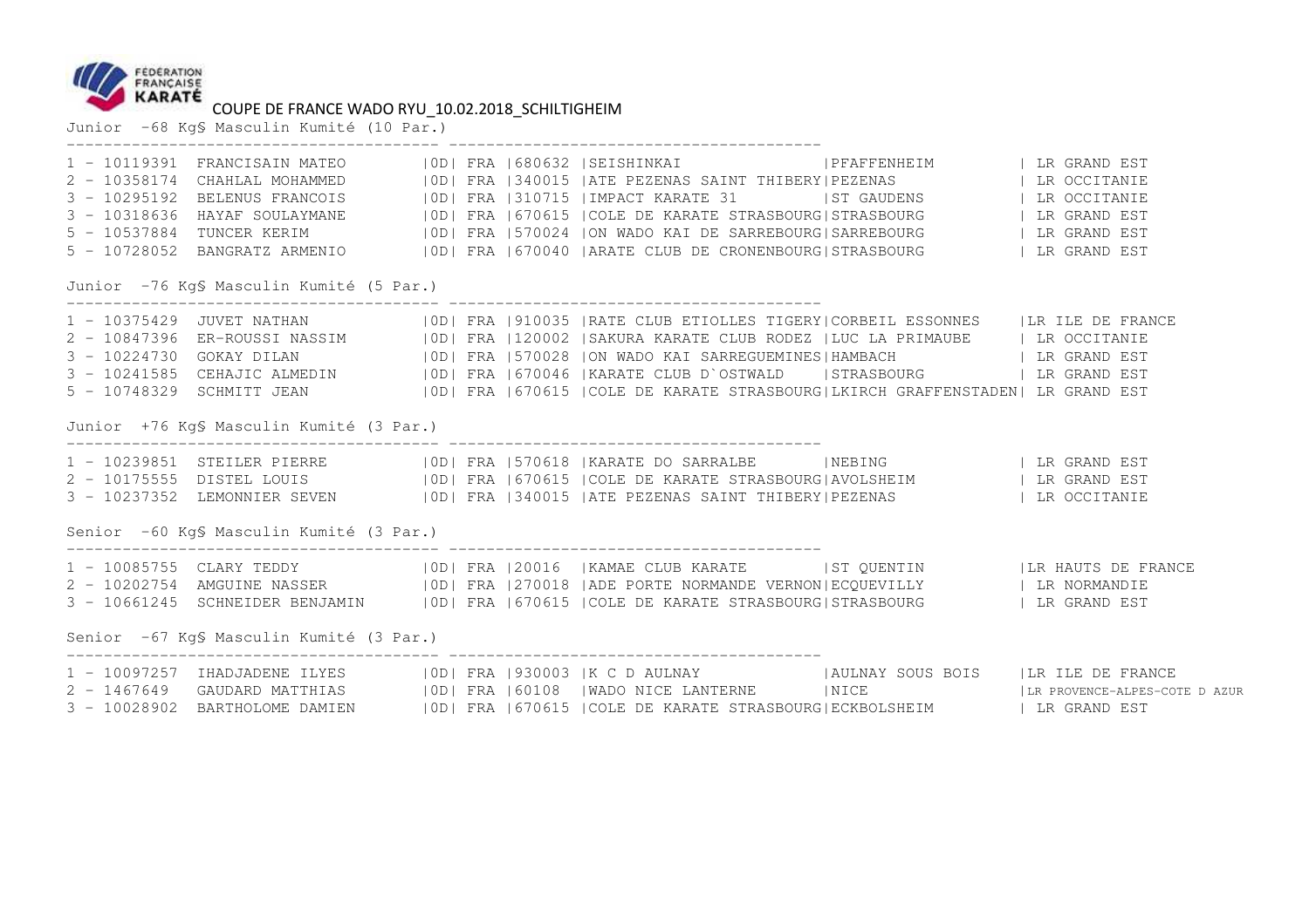COUPE DE FRANCE WADO RYU_10.02.2018_SCHILTIGHEIM

Junior -68 Kg§ Masculin Kumité (10 Par.)

| Place | Licence | Nom | Grade | Nat. | Code | Club | Ville | Ligue |
|---|---|---|---|---|---|---|---|---|
| 1 | 10119391 | FRANCISAIN MATEO | 0D | FRA | 680632 | SEISHINKAI | PFAFFENHEIM | LR GRAND EST |
| 2 | 10358174 | CHAHLAL MOHAMMED | 0D | FRA | 340015 | ATE PEZENAS SAINT THIBERY | PEZENAS | LR OCCITANIE |
| 3 | 10295192 | BELENUS FRANCOIS | 0D | FRA | 310715 | IMPACT KARATE 31 | ST GAUDENS | LR OCCITANIE |
| 3 | 10318636 | HAYAF SOULAYMANE | 0D | FRA | 670615 | COLE DE KARATE STRASBOURG | STRASBOURG | LR GRAND EST |
| 5 | 10537884 | TUNCER KERIM | 0D | FRA | 570024 | ON WADO KAI DE SARREBOURG | SARREBOURG | LR GRAND EST |
| 5 | 10728052 | BANGRATZ ARMENIO | 0D | FRA | 670040 | ARATE CLUB DE CRONENBOURG | STRASBOURG | LR GRAND EST |

Junior -76 Kg§ Masculin Kumité (5 Par.)

| Place | Licence | Nom | Grade | Nat. | Code | Club | Ville | Ligue |
|---|---|---|---|---|---|---|---|---|
| 1 | 10375429 | JUVET NATHAN | 0D | FRA | 910035 | RATE CLUB ETIOLLES TIGERY | CORBEIL ESSONNES | LR ILE DE FRANCE |
| 2 | 10847396 | ER-ROUSSI NASSIM | 0D | FRA | 120002 | SAKURA KARATE CLUB RODEZ | LUC LA PRIMAUBE | LR OCCITANIE |
| 3 | 10224730 | GOKAY DILAN | 0D | FRA | 570028 | ON WADO KAI SARREGUEMINES | HAMBACH | LR GRAND EST |
| 3 | 10241585 | CEHAJIC ALMEDIN | 0D | FRA | 670046 | KARATE CLUB D`OSTWALD | STRASBOURG | LR GRAND EST |
| 5 | 10748329 | SCHMITT JEAN | 0D | FRA | 670615 | COLE DE KARATE STRASBOURG | LKIRCH GRAFFENSTADEN | LR GRAND EST |

Junior +76 Kg§ Masculin Kumité (3 Par.)

| Place | Licence | Nom | Grade | Nat. | Code | Club | Ville | Ligue |
|---|---|---|---|---|---|---|---|---|
| 1 | 10239851 | STEILER PIERRE | 0D | FRA | 570618 | KARATE DO SARRALBE | NEBING | LR GRAND EST |
| 2 | 10175555 | DISTEL LOUIS | 0D | FRA | 670615 | COLE DE KARATE STRASBOURG | AVOLSHEIM | LR GRAND EST |
| 3 | 10237352 | LEMONNIER SEVEN | 0D | FRA | 340015 | ATE PEZENAS SAINT THIBERY | PEZENAS | LR OCCITANIE |

Senior -60 Kg§ Masculin Kumité (3 Par.)

| Place | Licence | Nom | Grade | Nat. | Code | Club | Ville | Ligue |
|---|---|---|---|---|---|---|---|---|
| 1 | 10085755 | CLARY TEDDY | 0D | FRA | 20016 | KAMAE CLUB KARATE | ST QUENTIN | LR HAUTS DE FRANCE |
| 2 | 10202754 | AMGUINE NASSER | 0D | FRA | 270018 | ADE PORTE NORMANDE VERNON | ECQUEVILLY | LR NORMANDIE |
| 3 | 10661245 | SCHNEIDER BENJAMIN | 0D | FRA | 670615 | COLE DE KARATE STRASBOURG | STRASBOURG | LR GRAND EST |

Senior -67 Kg§ Masculin Kumité (3 Par.)

| Place | Licence | Nom | Grade | Nat. | Code | Club | Ville | Ligue |
|---|---|---|---|---|---|---|---|---|
| 1 | 10097257 | IHADJADENE ILYES | 0D | FRA | 930003 | K C D AULNAY | AULNAY SOUS BOIS | LR ILE DE FRANCE |
| 2 | 1467649 | GAUDARD MATTHIAS | 0D | FRA | 60108 | WADO NICE LANTERNE | NICE | LR PROVENCE-ALPES-COTE D AZUR |
| 3 | 10028902 | BARTHOLOME DAMIEN | 0D | FRA | 670615 | COLE DE KARATE STRASBOURG | ECKBOLSHEIM | LR GRAND EST |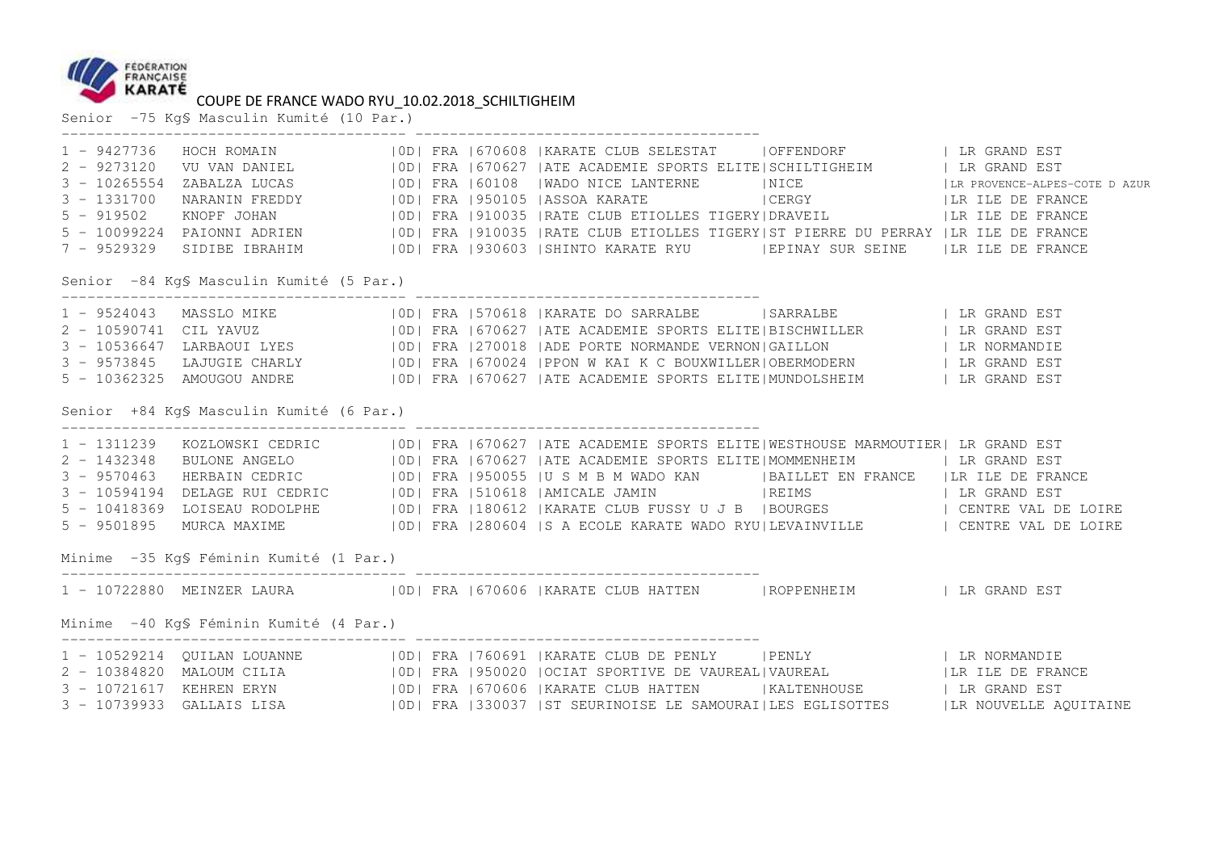FÉDÉRATION FRANÇAISE KARATÉ

COUPE DE FRANCE WADO RYU_10.02.2018_SCHILTIGHEIM

Senior -75 Kg§ Masculin Kumité (10 Par.)

| Rang | Licence | Nom | Grade | Pays | Code | Club | Ville | Ligue |
|---|---|---|---|---|---|---|---|---|
| 1 | 9427736 | HOCH ROMAIN | 0D | FRA | 670608 | KARATE CLUB SELESTAT | OFFENDORF | LR GRAND EST |
| 2 | 9273120 | VU VAN DANIEL | 0D | FRA | 670627 | ATE ACADEMIE SPORTS ELITE | SCHILTIGHEIM | LR GRAND EST |
| 3 | 10265554 | ZABALZA LUCAS | 0D | FRA | 60108 | WADO NICE LANTERNE | NICE | LR PROVENCE-ALPES-COTE D AZUR |
| 3 | 1331700 | NARANIN FREDDY | 0D | FRA | 950105 | ASSOA KARATE | CERGY | LR ILE DE FRANCE |
| 5 | 919502 | KNOPF JOHAN | 0D | FRA | 910035 | RATE CLUB ETIOLLES TIGERY | DRAVEIL | LR ILE DE FRANCE |
| 5 | 10099224 | PAIONNI ADRIEN | 0D | FRA | 910035 | RATE CLUB ETIOLLES TIGERY | ST PIERRE DU PERRAY | LR ILE DE FRANCE |
| 7 | 9529329 | SIDIBE IBRAHIM | 0D | FRA | 930603 | SHINTO KARATE RYU | EPINAY SUR SEINE | LR ILE DE FRANCE |

Senior -84 Kg§ Masculin Kumité (5 Par.)

| Rang | Licence | Nom | Grade | Pays | Code | Club | Ville | Ligue |
|---|---|---|---|---|---|---|---|---|
| 1 | 9524043 | MASSLO MIKE | 0D | FRA | 570618 | KARATE DO SARRALBE | SARRALBE | LR GRAND EST |
| 2 | 10590741 | CIL YAVUZ | 0D | FRA | 670627 | ATE ACADEMIE SPORTS ELITE | BISCHWILLER | LR GRAND EST |
| 3 | 10536647 | LARBAOUI LYES | 0D | FRA | 270018 | ADE PORTE NORMANDE VERNON | GAILLON | LR NORMANDIE |
| 3 | 9573845 | LAJUGIE CHARLY | 0D | FRA | 670024 | PPON W KAI K C BOUXWILLER | OBERMODERN | LR GRAND EST |
| 5 | 10362325 | AMOUGOU ANDRE | 0D | FRA | 670627 | ATE ACADEMIE SPORTS ELITE | MUNDOLSHEIM | LR GRAND EST |

Senior +84 Kg§ Masculin Kumité (6 Par.)

| Rang | Licence | Nom | Grade | Pays | Code | Club | Ville | Ligue |
|---|---|---|---|---|---|---|---|---|
| 1 | 1311239 | KOZLOWSKI CEDRIC | 0D | FRA | 670627 | ATE ACADEMIE SPORTS ELITE | WESTHOUSE MARMOUTIER | LR GRAND EST |
| 2 | 1432348 | BULONE ANGELO | 0D | FRA | 670627 | ATE ACADEMIE SPORTS ELITE | MOMMENHEIM | LR GRAND EST |
| 3 | 9570463 | HERBAIN CEDRIC | 0D | FRA | 950055 | U S M B M WADO KAN | BAILLET EN FRANCE | LR ILE DE FRANCE |
| 3 | 10594194 | DELAGE RUI CEDRIC | 0D | FRA | 510618 | AMICALE JAMIN | REIMS | LR GRAND EST |
| 5 | 10418369 | LOISEAU RODOLPHE | 0D | FRA | 180612 | KARATE CLUB FUSSY U J B | BOURGES | CENTRE VAL DE LOIRE |
| 5 | 9501895 | MURCA MAXIME | 0D | FRA | 280604 | S A ECOLE KARATE WADO RYU | LEVAINVILLE | CENTRE VAL DE LOIRE |

Minime -35 Kg§ Féminin Kumité (1 Par.)

| Rang | Licence | Nom | Grade | Pays | Code | Club | Ville | Ligue |
|---|---|---|---|---|---|---|---|---|
| 1 | 10722880 | MEINZER LAURA | 0D | FRA | 670606 | KARATE CLUB HATTEN | ROPPENHEIM | LR GRAND EST |

Minime -40 Kg§ Féminin Kumité (4 Par.)

| Rang | Licence | Nom | Grade | Pays | Code | Club | Ville | Ligue |
|---|---|---|---|---|---|---|---|---|
| 1 | 10529214 | QUILAN LOUANNE | 0D | FRA | 760691 | KARATE CLUB DE PENLY | PENLY | LR NORMANDIE |
| 2 | 10384820 | MALOUM CILIA | 0D | FRA | 950020 | OCIAT SPORTIVE DE VAUREAL | VAUREAL | LR ILE DE FRANCE |
| 3 | 10721617 | KEHREN ERYN | 0D | FRA | 670606 | KARATE CLUB HATTEN | KALTENHOUSE | LR GRAND EST |
| 3 | 10739933 | GALLAIS LISA | 0D | FRA | 330037 | ST SEURINOISE LE SAMOURAI | LES EGLISOTTES | LR NOUVELLE AQUITAINE |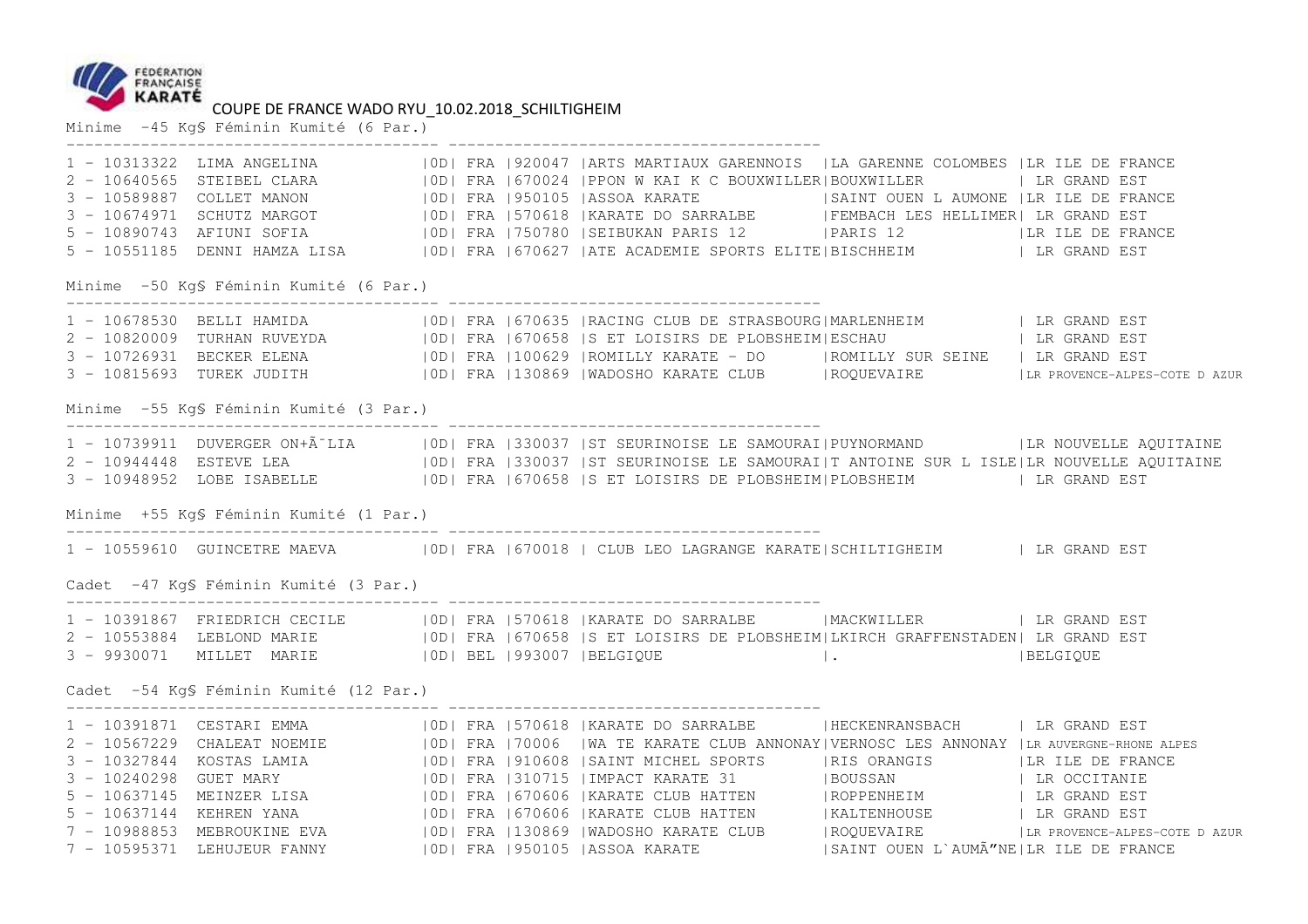FÉDÉRATION FRANÇAISE KARATÉ

COUPE DE FRANCE WADO RYU_10.02.2018_SCHILTIGHEIM

Minime -45 Kg§ Féminin Kumité (6 Par.)

```
1 - 10313322  LIMA ANGELINA          |0D| FRA |920047 |ARTS MARTIAUX GARENNOIS   |LA GARENNE COLOMBES |LR ILE DE FRANCE
2 - 10640565  STEIBEL CLARA          |0D| FRA |670024 |PPON W KAI K C BOUXWILLER|BOUXWILLER          | LR GRAND EST
3 - 10589887  COLLET MANON           |0D| FRA |950105 |ASSOA KARATE             |SAINT OUEN L AUMONE |LR ILE DE FRANCE
3 - 10674971  SCHUTZ MARGOT          |0D| FRA |570618 |KARATE DO SARRALBE       |FEMBACH LES HELLIMER| LR GRAND EST
5 - 10890743  AFIUNI SOFIA           |0D| FRA |750780 |SEIBUKAN PARIS 12        |PARIS 12            |LR ILE DE FRANCE
5 - 10551185  DENNI HAMZA LISA       |0D| FRA |670627 |ATE ACADEMIE SPORTS ELITE|BISCHHEIM           | LR GRAND EST
```

Minime -50 Kg§ Féminin Kumité (6 Par.)

```
1 - 10678530  BELLI HAMIDA           |0D| FRA |670635 |RACING CLUB DE STRASBOURG|MARLENHEIM          | LR GRAND EST
2 - 10820009  TURHAN RUVEYDA         |0D| FRA |670658 |S ET LOISIRS DE PLOBSHEIM|ESCHAU              | LR GRAND EST
3 - 10726931  BECKER ELENA           |0D| FRA |100629 |ROMILLY KARATE - DO      |ROMILLY SUR SEINE   | LR GRAND EST
3 - 10815693  TUREK JUDITH           |0D| FRA |130869 |WADOSHO KARATE CLUB      |ROQUEVAIRE          |LR PROVENCE-ALPES-COTE D AZUR
```

Minime -55 Kg§ Féminin Kumité (3 Par.)

```
1 - 10739911  DUVERGER ONÃ¨LIA       |0D| FRA |330037 |ST SEURINOISE LE SAMOURAI|PUYNORMAND          |LR NOUVELLE AQUITAINE
2 - 10944448  ESTEVE LEA             |0D| FRA |330037 |ST SEURINOISE LE SAMOURAI|T ANTOINE SUR L ISLE|LR NOUVELLE AQUITAINE
3 - 10948952  LOBE ISABELLE          |0D| FRA |670658 |S ET LOISIRS DE PLOBSHEIM|PLOBSHEIM           | LR GRAND EST
```

Minime +55 Kg§ Féminin Kumité (1 Par.)

```
1 - 10559610  GUINCETRE MAEVA        |0D| FRA |670018 | CLUB LEO LAGRANGE KARATE|SCHILTIGHEIM        | LR GRAND EST
```

Cadet -47 Kg§ Féminin Kumité (3 Par.)

```
1 - 10391867  FRIEDRICH CECILE       |0D| FRA |570618 |KARATE DO SARRALBE       |MACKWILLER          | LR GRAND EST
2 - 10553884  LEBLOND MARIE          |0D| FRA |670658 |S ET LOISIRS DE PLOBSHEIM|LKIRCH GRAFFENSTADEN| LR GRAND EST
3 - 9930071   MILLET  MARIE          |0D| BEL |993007 |BELGIQUE                 |.                   |BELGIQUE
```

Cadet -54 Kg§ Féminin Kumité (12 Par.)

```
1 - 10391871  CESTARI EMMA           |0D| FRA |570618 |KARATE DO SARRALBE       |HECKENRANSBACH      | LR GRAND EST
2 - 10567229  CHALEAT NOEMIE         |0D| FRA |70006  |WA TE KARATE CLUB ANNONAY|VERNOSC LES ANNONAY |LR AUVERGNE-RHONE ALPES
3 - 10327844  KOSTAS LAMIA           |0D| FRA |910608 |SAINT MICHEL SPORTS      |RIS ORANGIS         |LR ILE DE FRANCE
3 - 10240298  GUET MARY              |0D| FRA |310715 |IMPACT KARATE 31         |BOUSSAN             | LR OCCITANIE
5 - 10637145  MEINZER LISA           |0D| FRA |670606 |KARATE CLUB HATTEN       |ROPPENHEIM          | LR GRAND EST
5 - 10637144  KEHREN YANA            |0D| FRA |670606 |KARATE CLUB HATTEN       |KALTENHOUSE         | LR GRAND EST
7 - 10988853  MEBROUKINE EVA         |0D| FRA |130869 |WADOSHO KARATE CLUB      |ROQUEVAIRE          |LR PROVENCE-ALPES-COTE D AZUR
7 - 10595371  LEHUJEUR FANNY         |0D| FRA |950105 |ASSOA KARATE             |SAINT OUEN L`AUMÃ"NE|LR ILE DE FRANCE
```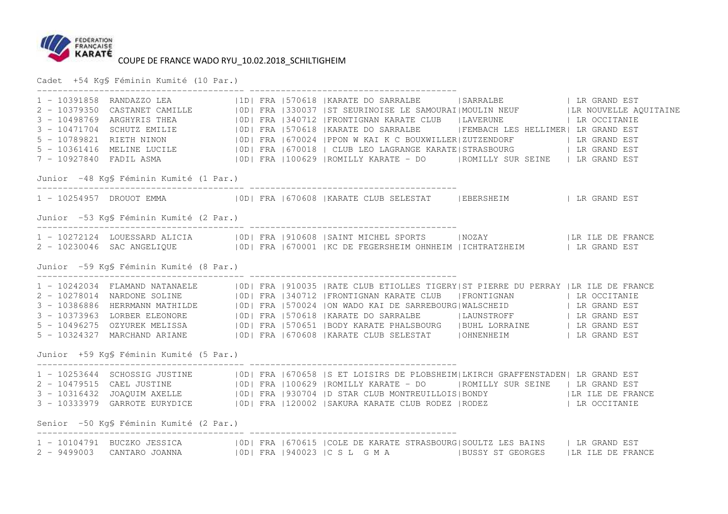# COUPE DE FRANCE WADO RYU_10.02.2018_SCHILTIGHEIM

Cadet +54 Kg§ Féminin Kumité (10 Par.)

```
1 - 10391858  RANDAZZO LEA          |1D| FRA |570618 |KARATE DO SARRALBE        |SARRALBE              | LR GRAND EST
2 - 10379350  CASTANET CAMILLE      |0D| FRA |330037 |ST SEURINOISE LE SAMOURAI|MOULIN NEUF           |LR NOUVELLE AQUITAINE
3 - 10498769  ARGHYRIS THEA         |0D| FRA |340712 |FRONTIGNAN KARATE CLUB    |LAVERUNE              | LR OCCITANIE
3 - 10471704  SCHUTZ EMILIE         |0D| FRA |570618 |KARATE DO SARRALBE        |FEMBACH LES HELLIMER| LR GRAND EST
5 - 10789821  RIETH NINON           |0D| FRA |670024 |PPON W KAI K C BOUXWILLER|ZUTZENDORF            | LR GRAND EST
5 - 10361416  MELINE LUCILE         |0D| FRA |670018 | CLUB LEO LAGRANGE KARATE|STRASBOURG            | LR GRAND EST
7 - 10927840  FADIL ASMA            |0D| FRA |100629 |ROMILLY KARATE - DO       |ROMILLY SUR SEINE     | LR GRAND EST
```

Junior -48 Kg§ Féminin Kumité (1 Par.)

```
1 - 10254957  DROUOT EMMA           |0D| FRA |670608 |KARATE CLUB SELESTAT      |EBERSHEIM             | LR GRAND EST
```

Junior -53 Kg§ Féminin Kumité (2 Par.)

```
1 - 10272124  LOUESSARD ALICIA      |0D| FRA |910608 |SAINT MICHEL SPORTS       |NOZAY                 |LR ILE DE FRANCE
2 - 10230046  SAC ANGELIQUE         |0D| FRA |670001 |KC DE FEGERSHEIM OHNHEIM |ICHTRATZHEIM          | LR GRAND EST
```

Junior -59 Kg§ Féminin Kumité (8 Par.)

```
1 - 10242034  FLAMAND NATANAELE     |0D| FRA |910035 |RATE CLUB ETIOLLES TIGERY|ST PIERRE DU PERRAY |LR ILE DE FRANCE
2 - 10278014  NARDONE SOLINE        |0D| FRA |340712 |FRONTIGNAN KARATE CLUB    |FRONTIGNAN            | LR OCCITANIE
3 - 10386886  HERRMANN MATHILDE     |0D| FRA |570024 |ON WADO KAI DE SARREBOURG|WALSCHEID             | LR GRAND EST
3 - 10373963  LORBER ELEONORE       |0D| FRA |570618 |KARATE DO SARRALBE        |LAUNSTROFF            | LR GRAND EST
5 - 10496275  OZYUREK MELISSA       |0D| FRA |570651 |BODY KARATE PHALSBOURG    |BUHL LORRAINE         | LR GRAND EST
5 - 10324327  MARCHAND ARIANE       |0D| FRA |670608 |KARATE CLUB SELESTAT      |OHNENHEIM             | LR GRAND EST
```

Junior +59 Kg§ Féminin Kumité (5 Par.)

```
1 - 10253644  SCHOSSIG JUSTINE      |0D| FRA |670658 |S ET LOISIRS DE PLOBSHEIM|LKIRCH GRAFFENSTADEN| LR GRAND EST
2 - 10479515  CAEL JUSTINE          |0D| FRA |100629 |ROMILLY KARATE - DO       |ROMILLY SUR SEINE     | LR GRAND EST
3 - 10316432  JOAQUIM AXELLE        |0D| FRA |930704 |D STAR CLUB MONTREUILLOIS|BONDY                 |LR ILE DE FRANCE
3 - 10333979  GARROTE EURYDICE      |0D| FRA |120002 |SAKURA KARATE CLUB RODEZ |RODEZ                 | LR OCCITANIE
```

Senior -50 Kg§ Féminin Kumité (2 Par.)

```
1 - 10104791  BUCZKO JESSICA        |0D| FRA |670615 |COLE DE KARATE STRASBOURG|SOULTZ LES BAINS      | LR GRAND EST
2 - 9499003   CANTARO JOANNA        |0D| FRA |940023 |C S L  G M A              |BUSSY ST GEORGES      |LR ILE DE FRANCE
```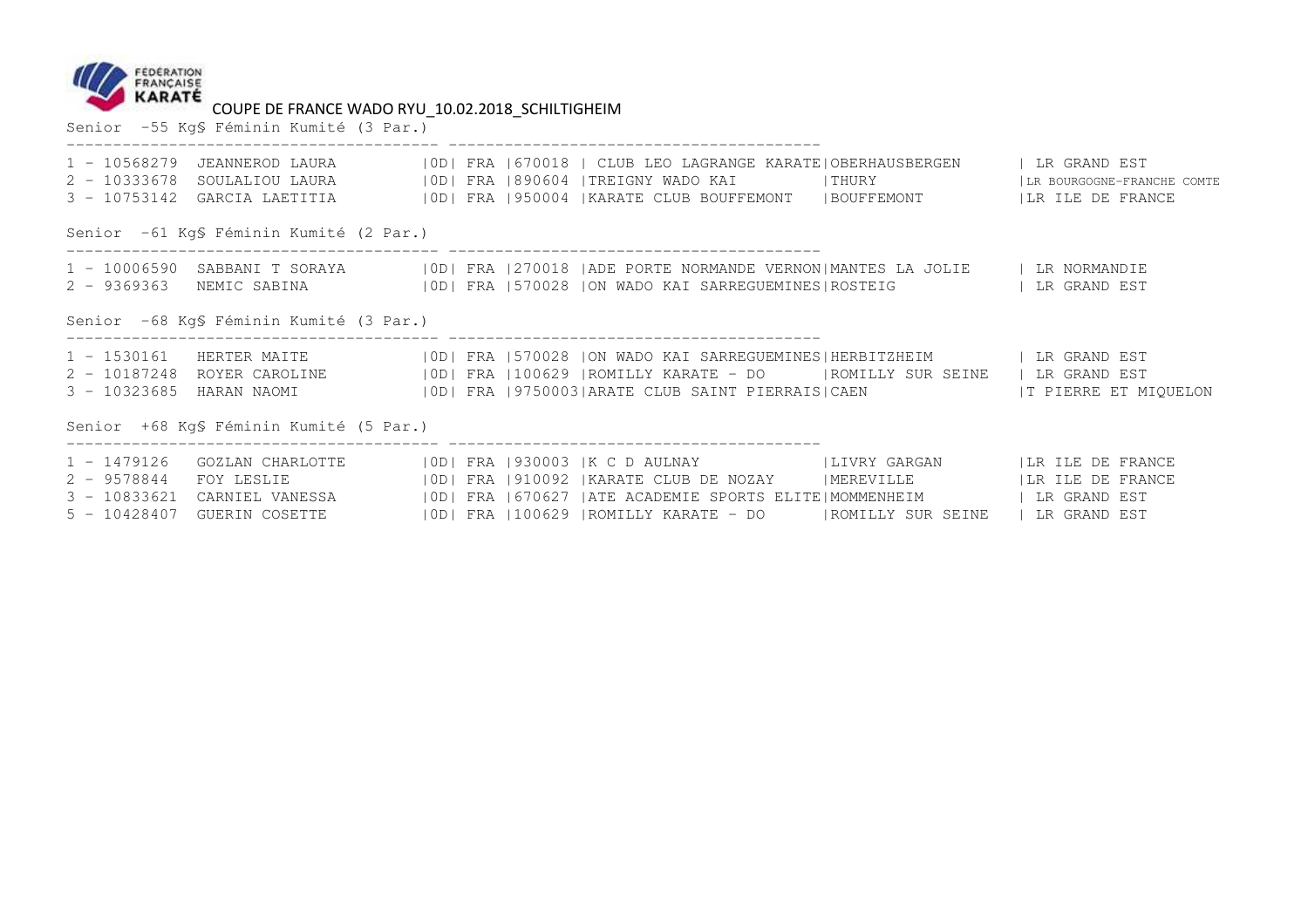FÉDÉRATION FRANÇAISE KARATÉ

# COUPE DE FRANCE WADO RYU_10.02.2018_SCHILTIGHEIM

## Senior -55 Kg§ Féminin Kumité (3 Par.)

| | | | | | | | | |
|---|---|---|---|---|---|---|---|---|
| 1 - 10568279 | JEANNEROD LAURA | 0D | FRA | 670018 | CLUB LEO LAGRANGE KARATE | OBERHAUSBERGEN | LR GRAND EST |
| 2 - 10333678 | SOULALIOU LAURA | 0D | FRA | 890604 | TREIGNY WADO KAI | THURY | LR BOURGOGNE-FRANCHE COMTE |
| 3 - 10753142 | GARCIA LAETITIA | 0D | FRA | 950004 | KARATE CLUB BOUFFEMONT | BOUFFEMONT | LR ILE DE FRANCE |

## Senior -61 Kg§ Féminin Kumité (2 Par.)

| | | | | | | | |
|---|---|---|---|---|---|---|---|
| 1 - 10006590 | SABBANI T SORAYA | 0D | FRA | 270018 | ADE PORTE NORMANDE VERNON | MANTES LA JOLIE | LR NORMANDIE |
| 2 - 9369363 | NEMIC SABINA | 0D | FRA | 570028 | ON WADO KAI SARREGUEMINES | ROSTEIG | LR GRAND EST |

## Senior -68 Kg§ Féminin Kumité (3 Par.)

| | | | | | | | |
|---|---|---|---|---|---|---|---|
| 1 - 1530161 | HERTER MAITE | 0D | FRA | 570028 | ON WADO KAI SARREGUEMINES | HERBITZHEIM | LR GRAND EST |
| 2 - 10187248 | ROYER CAROLINE | 0D | FRA | 100629 | ROMILLY KARATE - DO | ROMILLY SUR SEINE | LR GRAND EST |
| 3 - 10323685 | HARAN NAOMI | 0D | FRA | 9750003 | ARATE CLUB SAINT PIERRAIS | CAEN | T PIERRE ET MIQUELON |

## Senior +68 Kg§ Féminin Kumité (5 Par.)

| | | | | | | | |
|---|---|---|---|---|---|---|---|
| 1 - 1479126 | GOZLAN CHARLOTTE | 0D | FRA | 930003 | K C D AULNAY | LIVRY GARGAN | LR ILE DE FRANCE |
| 2 - 9578844 | FOY LESLIE | 0D | FRA | 910092 | KARATE CLUB DE NOZAY | MEREVILLE | LR ILE DE FRANCE |
| 3 - 10833621 | CARNIEL VANESSA | 0D | FRA | 670627 | ATE ACADEMIE SPORTS ELITE | MOMMENHEIM | LR GRAND EST |
| 5 - 10428407 | GUERIN COSETTE | 0D | FRA | 100629 | ROMILLY KARATE - DO | ROMILLY SUR SEINE | LR GRAND EST |